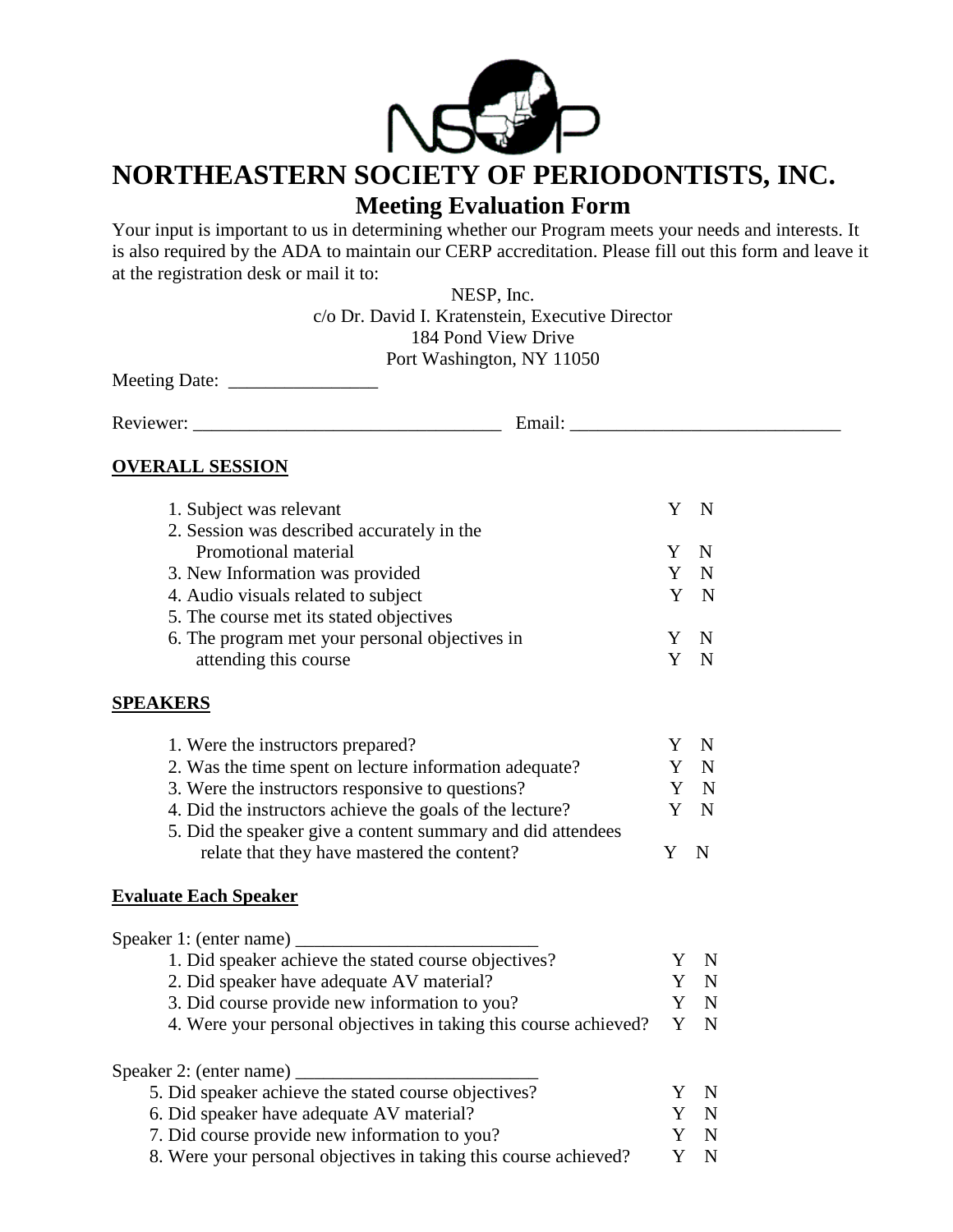# NORTHEASTERN SOCIETY OF PERIODONTISTS, INC.

## Meeting Evaluation Form

Your input is important to us in determining whether our Program meets your needs and interests. It is also required by the ADA to maintain our CERP accreditation. Please fill out this form and leave it at the registration desk or mail it to:

NESP, Inc.
c/o Dr. David I. Kratenstein, Executive Director
184 Pond View Drive
Port Washington, NY 11050

Meeting Date: ________________

Reviewer: _________________________________ Email: _____________________________

**OVERALL SESSION**

1. Subject was relevant Y N
2. Session was described accurately in the Promotional material Y N
3. New Information was provided Y N
4. Audio visuals related to subject Y N
5. The course met its stated objectives Y N
6. The program met your personal objectives in attending this course Y N

**SPEAKERS**

1. Were the instructors prepared? Y N
2. Was the time spent on lecture information adequate? Y N
3. Were the instructors responsive to questions? Y N
4. Did the instructors achieve the goals of the lecture? Y N
5. Did the speaker give a content summary and did attendees relate that they have mastered the content? Y N

**Evaluate Each Speaker**

Speaker 1: (enter name) __________________________

1. Did speaker achieve the stated course objectives? Y N
2. Did speaker have adequate AV material? Y N
3. Did course provide new information to you? Y N
4. Were your personal objectives in taking this course achieved? Y N

Speaker 2: (enter name) __________________________

5. Did speaker achieve the stated course objectives? Y N
6. Did speaker have adequate AV material? Y N
7. Did course provide new information to you? Y N
8. Were your personal objectives in taking this course achieved? Y N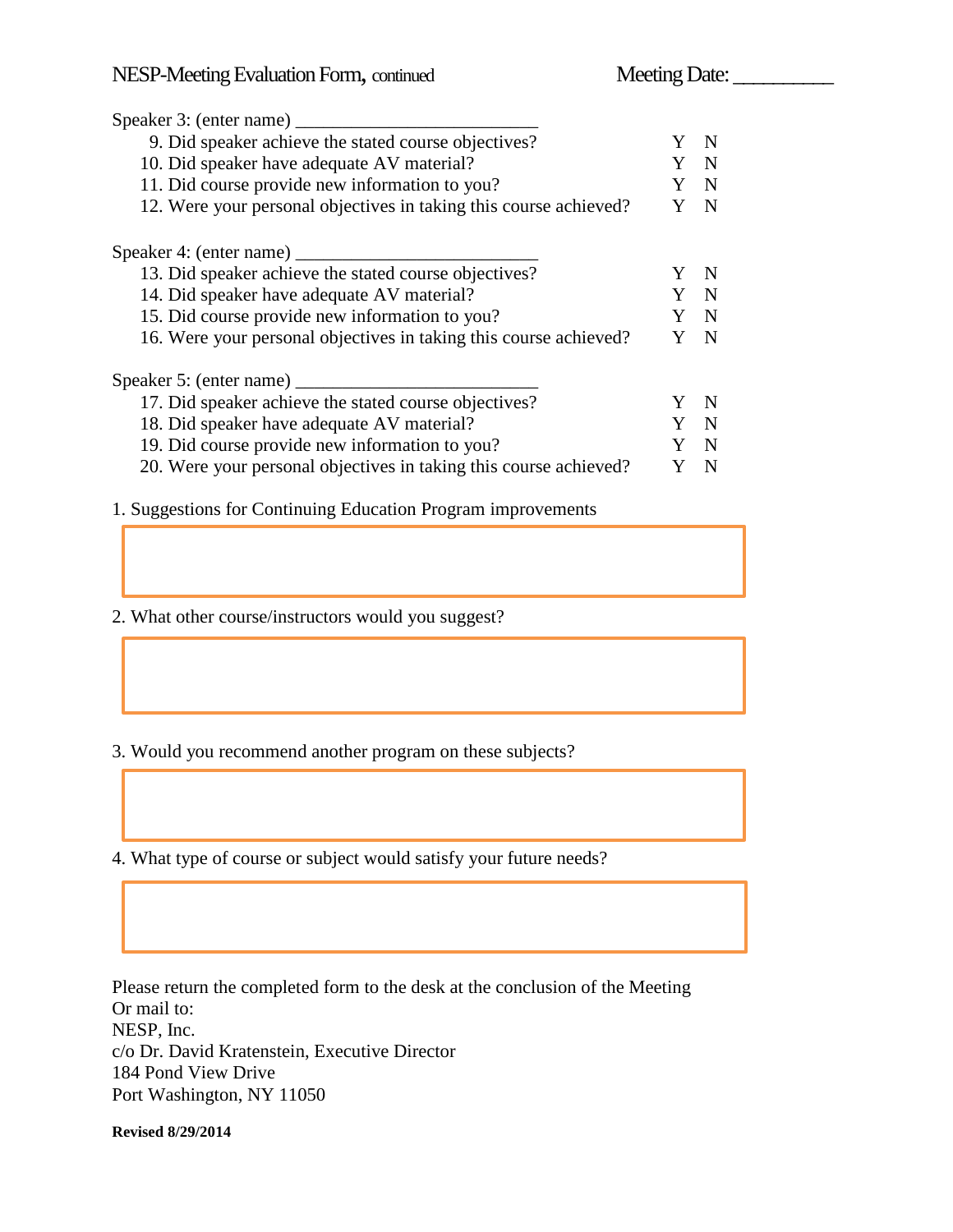NESP-Meeting Evaluation Form, continued

Meeting Date: __________

Speaker 3: (enter name) ___________________________

9. Did speaker achieve the stated course objectives? Y N
10. Did speaker have adequate AV material? Y N
11. Did course provide new information to you? Y N
12. Were your personal objectives in taking this course achieved? Y N

Speaker 4: (enter name) ___________________________

13. Did speaker achieve the stated course objectives? Y N
14. Did speaker have adequate AV material? Y N
15. Did course provide new information to you? Y N
16. Were your personal objectives in taking this course achieved? Y N

Speaker 5: (enter name) ___________________________

17. Did speaker achieve the stated course objectives? Y N
18. Did speaker have adequate AV material? Y N
19. Did course provide new information to you? Y N
20. Were your personal objectives in taking this course achieved? Y N

1. Suggestions for Continuing Education Program improvements

2. What other course/instructors would you suggest?

3. Would you recommend another program on these subjects?

4. What type of course or subject would satisfy your future needs?

Please return the completed form to the desk at the conclusion of the Meeting
Or mail to:
NESP, Inc.
c/o Dr. David Kratenstein, Executive Director
184 Pond View Drive
Port Washington, NY 11050

**Revised 8/29/2014**